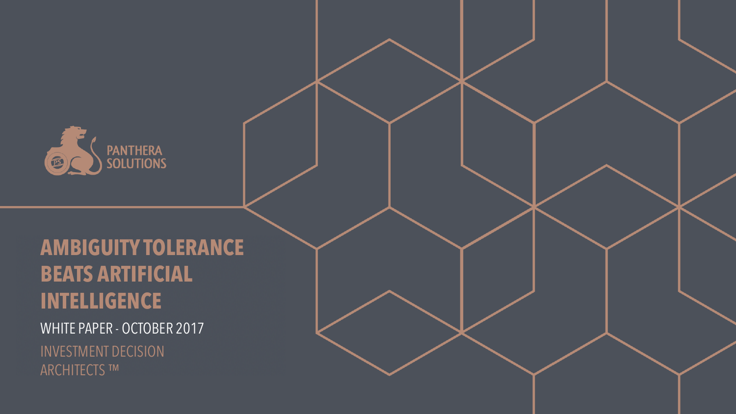PANTHERA SOLUTIONS

# AMBIGUITY TOLERANCE BEATS ARTIFICIAL INTELLIGENCE

WHITE PAPER - OCTOBER 2017

INVESTMENT DECISION ARCHITECTS ™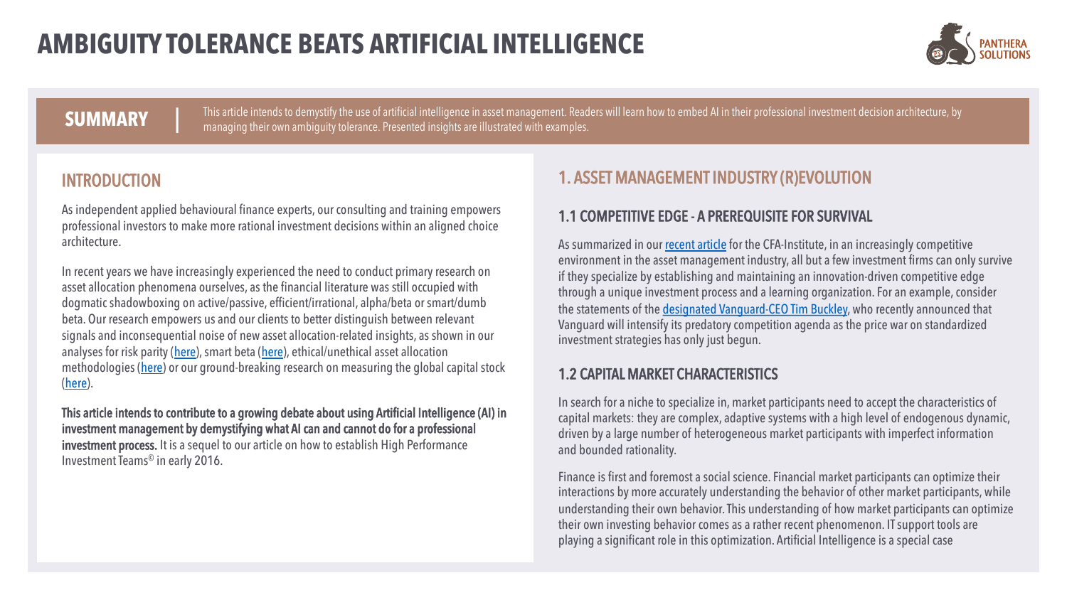# AMBIGUITY TOLERANCE BEATS ARTIFICIAL INTELLIGENCE

**SUMMARY** | This article intends to demystify the use of artificial intelligence in asset management. Readers will learn how to embed AI in their professional investment decision architecture, by managing their own ambiguity tolerance. Presented insights are illustrated with examples.

## INTRODUCTION

As independent applied behavioural finance experts, our consulting and training empowers professional investors to make more rational investment decisions within an aligned choice architecture.

In recent years we have increasingly experienced the need to conduct primary research on asset allocation phenomena ourselves, as the financial literature was still occupied with dogmatic shadowboxing on active/passive, efficient/irrational, alpha/beta or smart/dumb beta. Our research empowers us and our clients to better distinguish between relevant signals and inconsequential noise of new asset allocation-related insights, as shown in our analyses for risk parity (here), smart beta (here), ethical/unethical asset allocation methodologies (here) or our ground-breaking research on measuring the global capital stock (here).

**This article intends to contribute to a growing debate about using Artificial Intelligence (AI) in investment management by demystifying what AI can and cannot do for a professional investment process.** It is a sequel to our article on how to establish High Performance Investment Teams© in early 2016.

## 1. ASSET MANAGEMENT INDUSTRY (R)EVOLUTION

### 1.1 COMPETITIVE EDGE - A PREREQUISITE FOR SURVIVAL

As summarized in our recent article for the CFA-Institute, in an increasingly competitive environment in the asset management industry, all but a few investment firms can only survive if they specialize by establishing and maintaining an innovation-driven competitive edge through a unique investment process and a learning organization. For an example, consider the statements of the designated Vanguard-CEO Tim Buckley, who recently announced that Vanguard will intensify its predatory competition agenda as the price war on standardized investment strategies has only just begun.

### 1.2 CAPITAL MARKET CHARACTERISTICS

In search for a niche to specialize in, market participants need to accept the characteristics of capital markets: they are complex, adaptive systems with a high level of endogenous dynamic, driven by a large number of heterogeneous market participants with imperfect information and bounded rationality.

Finance is first and foremost a social science. Financial market participants can optimize their interactions by more accurately understanding the behavior of other market participants, while understanding their own behavior. This understanding of how market participants can optimize their own investing behavior comes as a rather recent phenomenon. IT support tools are playing a significant role in this optimization. Artificial Intelligence is a special case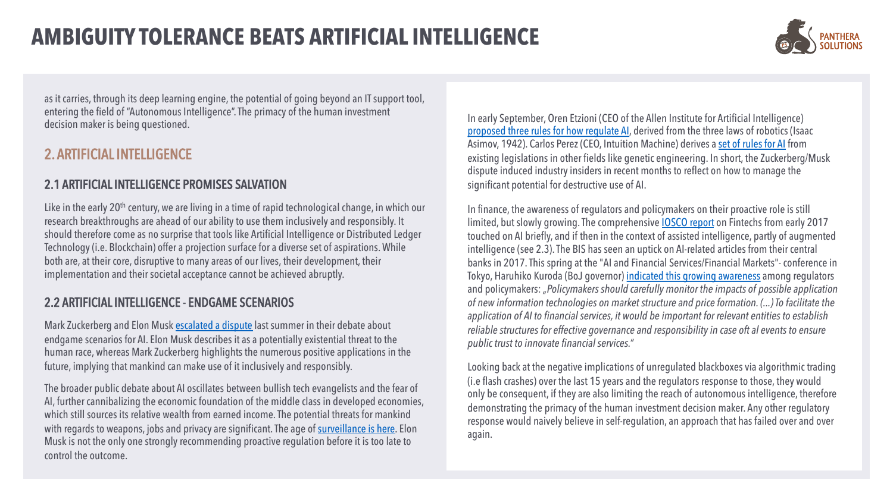# AMBIGUITY TOLERANCE BEATS ARTIFICIAL INTELLIGENCE

as it carries, through its deep learning engine, the potential of going beyond an IT support tool, entering the field of "Autonomous Intelligence". The primacy of the human investment decision maker is being questioned.

## 2. ARTIFICIAL INTELLIGENCE

### 2.1 ARTIFICIAL INTELLIGENCE PROMISES SALVATION

Like in the early 20th century, we are living in a time of rapid technological change, in which our research breakthroughs are ahead of our ability to use them inclusively and responsibly. It should therefore come as no surprise that tools like Artificial Intelligence or Distributed Ledger Technology (i.e. Blockchain) offer a projection surface for a diverse set of aspirations. While both are, at their core, disruptive to many areas of our lives, their development, their implementation and their societal acceptance cannot be achieved abruptly.

### 2.2 ARTIFICIAL INTELLIGENCE - ENDGAME SCENARIOS

Mark Zuckerberg and Elon Musk escalated a dispute last summer in their debate about endgame scenarios for AI. Elon Musk describes it as a potentially existential threat to the human race, whereas Mark Zuckerberg highlights the numerous positive applications in the future, implying that mankind can make use of it inclusively and responsibly.

The broader public debate about AI oscillates between bullish tech evangelists and the fear of AI, further cannibalizing the economic foundation of the middle class in developed economies, which still sources its relative wealth from earned income. The potential threats for mankind with regards to weapons, jobs and privacy are significant. The age of surveillance is here. Elon Musk is not the only one strongly recommending proactive regulation before it is too late to control the outcome.

In early September, Oren Etzioni (CEO of the Allen Institute for Artificial Intelligence) proposed three rules for how regulate AI, derived from the three laws of robotics (Isaac Asimov, 1942). Carlos Perez (CEO, Intuition Machine) derives a set of rules for AI from existing legislations in other fields like genetic engineering. In short, the Zuckerberg/Musk dispute induced industry insiders in recent months to reflect on how to manage the significant potential for destructive use of AI.

In finance, the awareness of regulators and policymakers on their proactive role is still limited, but slowly growing. The comprehensive IOSCO report on Fintechs from early 2017 touched on AI briefly, and if then in the context of assisted intelligence, partly of augmented intelligence (see 2.3). The BIS has seen an uptick on AI-related articles from their central banks in 2017. This spring at the "AI and Financial Services/Financial Markets"- conference in Tokyo, Haruhiko Kuroda (BoJ governor) indicated this growing awareness among regulators and policymakers: *„Policymakers should carefully monitor the impacts of possible application of new information technologies on market structure and price formation. (...) To facilitate the application of AI to financial services, it would be important for relevant entities to establish reliable structures for effective governance and responsibility in case oft al events to ensure public trust to innovate financial services."*

Looking back at the negative implications of unregulated blackboxes via algorithmic trading (i.e flash crashes) over the last 15 years and the regulators response to those, they would only be consequent, if they are also limiting the reach of autonomous intelligence, therefore demonstrating the primacy of the human investment decision maker. Any other regulatory response would naively believe in self-regulation, an approach that has failed over and over again.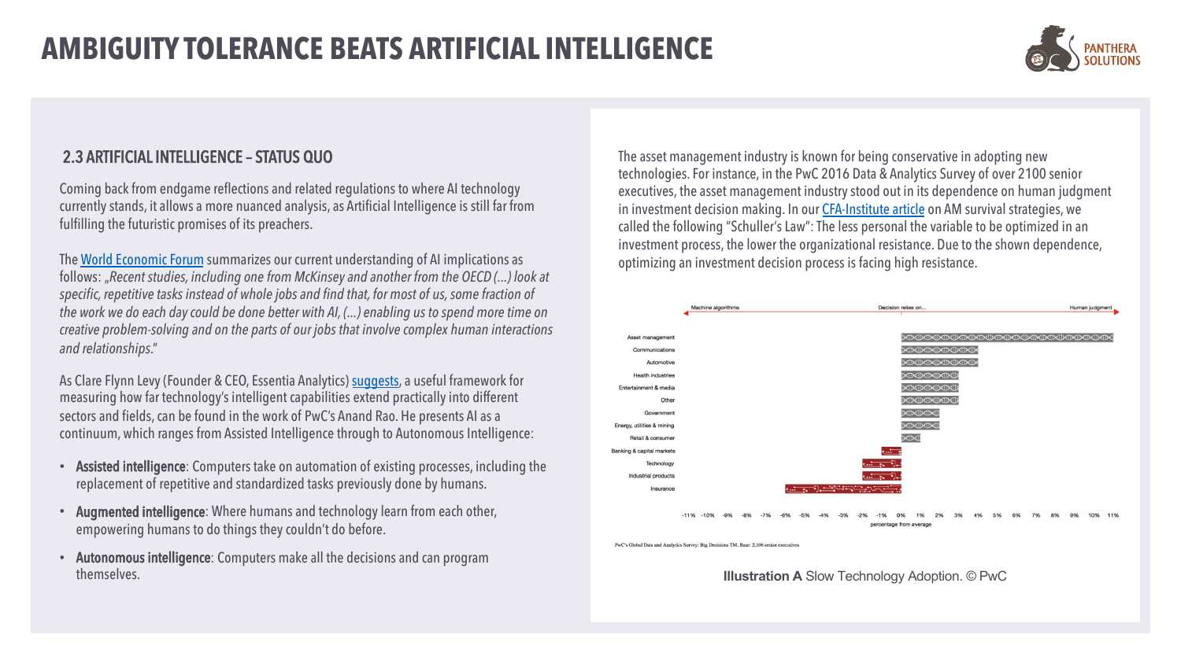# AMBIGUITY TOLERANCE BEATS ARTIFICIAL INTELLIGENCE

## 2.3 ARTIFICIAL INTELLIGENCE – STATUS QUO

Coming back from endgame reflections and related regulations to where AI technology currently stands, it allows a more nuanced analysis, as Artificial Intelligence is still far from fulfilling the futuristic promises of its preachers.

The World Economic Forum summarizes our current understanding of AI implications as follows: *„Recent studies, including one from McKinsey and another from the OECD (…) look at specific, repetitive tasks instead of whole jobs and find that, for most of us, some fraction of the work we do each day could be done better with AI, (…) enabling us to spend more time on creative problem-solving and on the parts of our jobs that involve complex human interactions and relationships*."

As Clare Flynn Levy (Founder & CEO, Essentia Analytics) suggests, a useful framework for measuring how far technology's intelligent capabilities extend practically into different sectors and fields, can be found in the work of PwC's Anand Rao. He presents AI as a continuum, which ranges from Assisted Intelligence through to Autonomous Intelligence:

- **Assisted intelligence**: Computers take on automation of existing processes, including the replacement of repetitive and standardized tasks previously done by humans.
- **Augmented intelligence**: Where humans and technology learn from each other, empowering humans to do things they couldn't do before.
- **Autonomous intelligence**: Computers make all the decisions and can program themselves.

The asset management industry is known for being conservative in adopting new technologies. For instance, in the PwC 2016 Data & Analytics Survey of over 2100 senior executives, the asset management industry stood out in its dependence on human judgment in investment decision making. In our CFA-Institute article on AM survival strategies, we called the following "Schuller's Law": The less personal the variable to be optimized in an investment process, the lower the organizational resistance. Due to the shown dependence, optimizing an investment decision process is facing high resistance.

Machine algorithms ← Decision relies on… → Human judgment

| Sector | Percentage from average |
|---|---|
| Asset management | ~11% |
| Communications | ~4% |
| Automotive | ~4% |
| Health industries | ~3% |
| Entertainment & media | ~3% |
| Other | ~3% |
| Government | ~2% |
| Energy, utilities & mining | ~2% |
| Retail & consumer | ~1% |
| Banking & capital markets | ~-1% |
| Technology | ~-2% |
| Industrial products | ~-2% |
| Insurance | ~-6% |

PwC's Global Data and Analytics Survey: Big Decisions TM. Base: 2,106 senior executives

**Illustration A** Slow Technology Adoption. © PwC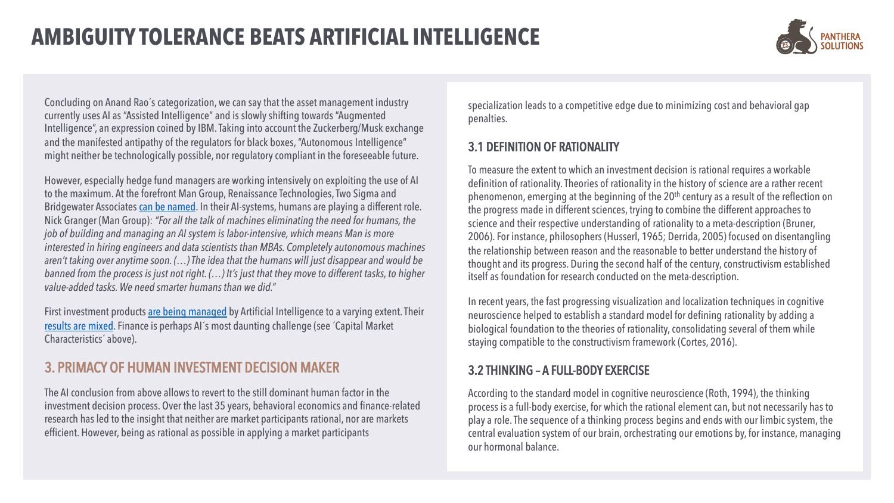# AMBIGUITY TOLERANCE BEATS ARTIFICIAL INTELLIGENCE

Concluding on Anand Rao´s categorization, we can say that the asset management industry currently uses AI as "Assisted Intelligence" and is slowly shifting towards "Augmented Intelligence", an expression coined by IBM. Taking into account the Zuckerberg/Musk exchange and the manifested antipathy of the regulators for black boxes, "Autonomous Intelligence" might neither be technologically possible, nor regulatory compliant in the foreseeable future.

However, especially hedge fund managers are working intensively on exploiting the use of AI to the maximum. At the forefront Man Group, Renaissance Technologies, Two Sigma and Bridgewater Associates can be named. In their AI-systems, humans are playing a different role. Nick Granger (Man Group): *"For all the talk of machines eliminating the need for humans, the job of building and managing an AI system is labor-intensive, which means Man is more interested in hiring engineers and data scientists than MBAs. Completely autonomous machines aren't taking over anytime soon. (…) The idea that the humans will just disappear and would be banned from the process is just not right. (…) It's just that they move to different tasks, to higher value-added tasks. We need smarter humans than we did."*

First investment products are being managed by Artificial Intelligence to a varying extent. Their results are mixed. Finance is perhaps AI´s most daunting challenge (see ´Capital Market Characteristics´ above).

## 3. PRIMACY OF HUMAN INVESTMENT DECISION MAKER

The AI conclusion from above allows to revert to the still dominant human factor in the investment decision process. Over the last 35 years, behavioral economics and finance-related research has led to the insight that neither are market participants rational, nor are markets efficient. However, being as rational as possible in applying a market participants specialization leads to a competitive edge due to minimizing cost and behavioral gap penalties.

### 3.1 DEFINITION OF RATIONALITY

To measure the extent to which an investment decision is rational requires a workable definition of rationality. Theories of rationality in the history of science are a rather recent phenomenon, emerging at the beginning of the 20th century as a result of the reflection on the progress made in different sciences, trying to combine the different approaches to science and their respective understanding of rationality to a meta-description (Bruner, 2006). For instance, philosophers (Husserl, 1965; Derrida, 2005) focused on disentangling the relationship between reason and the reasonable to better understand the history of thought and its progress. During the second half of the century, constructivism established itself as foundation for research conducted on the meta-description.

In recent years, the fast progressing visualization and localization techniques in cognitive neuroscience helped to establish a standard model for defining rationality by adding a biological foundation to the theories of rationality, consolidating several of them while staying compatible to the constructivism framework (Cortes, 2016).

### 3.2 THINKING – A FULL-BODY EXERCISE

According to the standard model in cognitive neuroscience (Roth, 1994), the thinking process is a full-body exercise, for which the rational element can, but not necessarily has to play a role. The sequence of a thinking process begins and ends with our limbic system, the central evaluation system of our brain, orchestrating our emotions by, for instance, managing our hormonal balance.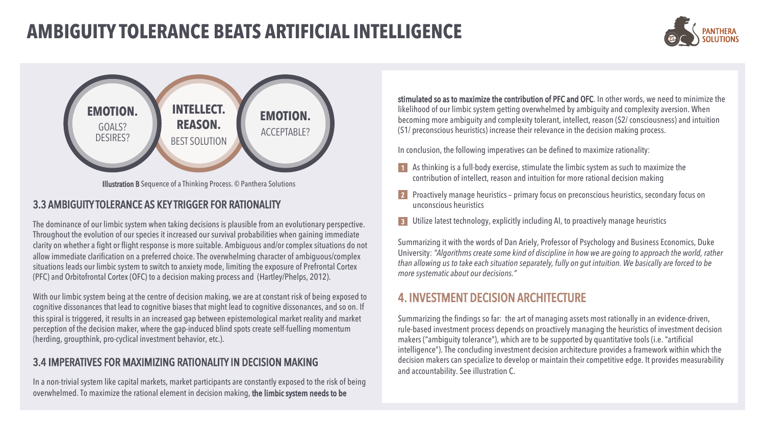# AMBIGUITY TOLERANCE BEATS ARTIFICIAL INTELLIGENCE

**EMOTION.** GOALS? DESIRES?

**INTELLECT. REASON.** BEST SOLUTION

**EMOTION.** ACCEPTABLE?

**Illustration B** Sequence of a Thinking Process. © Panthera Solutions

## 3.3 AMBIGUITY TOLERANCE AS KEY TRIGGER FOR RATIONALITY

The dominance of our limbic system when taking decisions is plausible from an evolutionary perspective. Throughout the evolution of our species it increased our survival probabilities when gaining immediate clarity on whether a fight or flight response is more suitable. Ambiguous and/or complex situations do not allow immediate clarification on a preferred choice. The overwhelming character of ambiguous/complex situations leads our limbic system to switch to anxiety mode, limiting the exposure of Prefrontal Cortex (PFC) and Orbitofrontal Cortex (OFC) to a decision making process and (Hartley/Phelps, 2012).

With our limbic system being at the centre of decision making, we are at constant risk of being exposed to cognitive dissonances that lead to cognitive biases that might lead to cognitive dissonances, and so on. If this spiral is triggered, it results in an increased gap between epistemological market reality and market perception of the decision maker, where the gap-induced blind spots create self-fuelling momentum (herding, groupthink, pro-cyclical investment behavior, etc.).

## 3.4 IMPERATIVES FOR MAXIMIZING RATIONALITY IN DECISION MAKING

In a non-trivial system like capital markets, market participants are constantly exposed to the risk of being overwhelmed. To maximize the rational element in decision making, **the limbic system needs to be stimulated so as to maximize the contribution of PFC and OFC**. In other words, we need to minimize the likelihood of our limbic system getting overwhelmed by ambiguity and complexity aversion. When becoming more ambiguity and complexity tolerant, intellect, reason (S2/ consciousness) and intuition (S1/ preconscious heuristics) increase their relevance in the decision making process.

In conclusion, the following imperatives can be defined to maximize rationality:

1. As thinking is a full-body exercise, stimulate the limbic system as such to maximize the contribution of intellect, reason and intuition for more rational decision making
2. Proactively manage heuristics – primary focus on preconscious heuristics, secondary focus on unconscious heuristics
3. Utilize latest technology, explicitly including AI, to proactively manage heuristics

Summarizing it with the words of Dan Ariely, Professor of Psychology and Business Economics, Duke University: *"Algorithms create some kind of discipline in how we are going to approach the world, rather than allowing us to take each situation separately, fully on gut intuition. We basically are forced to be more systematic about our decisions."*

## 4. INVESTMENT DECISION ARCHITECTURE

Summarizing the findings so far: the art of managing assets most rationally in an evidence-driven, rule-based investment process depends on proactively managing the heuristics of investment decision makers ("ambiguity tolerance"), which are to be supported by quantitative tools (i.e. "artificial intelligence"). The concluding investment decision architecture provides a framework within which the decision makers can specialize to develop or maintain their competitive edge. It provides measurability and accountability. See illustration C.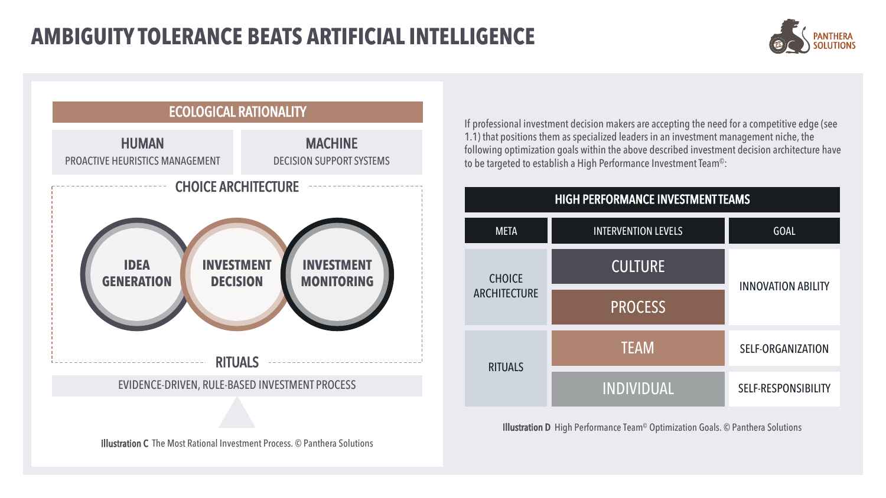# AMBIGUITY TOLERANCE BEATS ARTIFICIAL INTELLIGENCE

**ECOLOGICAL RATIONALITY**

| HUMAN | MACHINE |
|---|---|
| PROACTIVE HEURISTICS MANAGEMENT | DECISION SUPPORT SYSTEMS |

**CHOICE ARCHITECTURE**

IDEA GENERATION — INVESTMENT DECISION — INVESTMENT MONITORING

**RITUALS**

EVIDENCE-DRIVEN, RULE-BASED INVESTMENT PROCESS

**Illustration C** The Most Rational Investment Process. © Panthera Solutions

If professional investment decision makers are accepting the need for a competitive edge (see 1.1) that positions them as specialized leaders in an investment management niche, the following optimization goals within the above described investment decision architecture have to be targeted to establish a High Performance Investment Team©:

| HIGH PERFORMANCE INVESTMENT TEAMS | | |
|---|---|---|
| **META** | **INTERVENTION LEVELS** | **GOAL** |
| CHOICE ARCHITECTURE | CULTURE | INNOVATION ABILITY |
| | PROCESS | |
| RITUALS | TEAM | SELF-ORGANIZATION |
| | INDIVIDUAL | SELF-RESPONSIBILITY |

**Illustration D** High Performance Team© Optimization Goals. © Panthera Solutions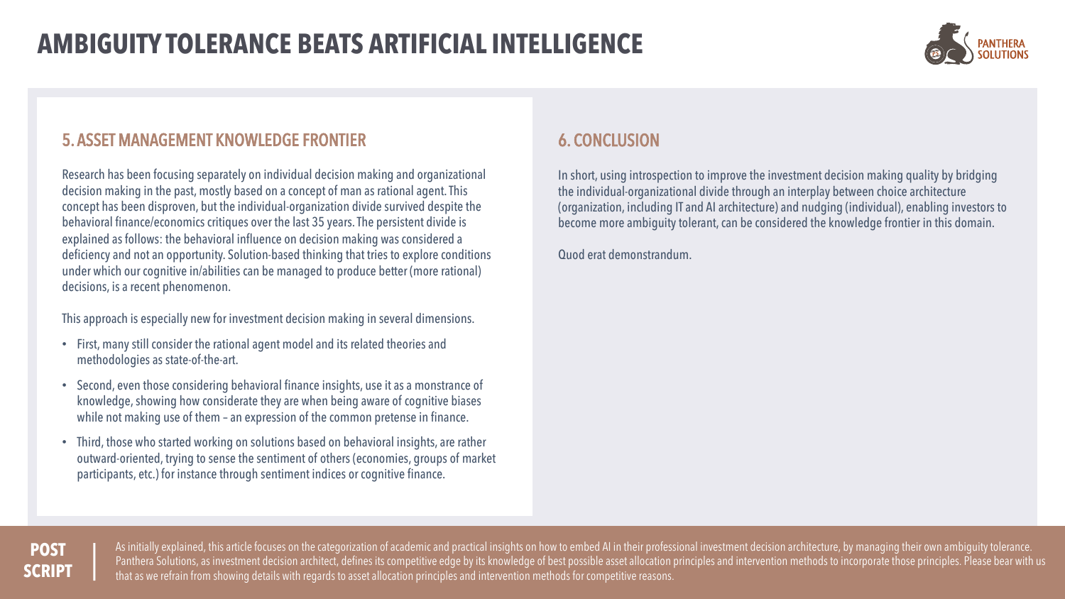# AMBIGUITY TOLERANCE BEATS ARTIFICIAL INTELLIGENCE

## 5. ASSET MANAGEMENT KNOWLEDGE FRONTIER

Research has been focusing separately on individual decision making and organizational decision making in the past, mostly based on a concept of man as rational agent. This concept has been disproven, but the individual-organization divide survived despite the behavioral finance/economics critiques over the last 35 years. The persistent divide is explained as follows: the behavioral influence on decision making was considered a deficiency and not an opportunity. Solution-based thinking that tries to explore conditions under which our cognitive in/abilities can be managed to produce better (more rational) decisions, is a recent phenomenon.

This approach is especially new for investment decision making in several dimensions.

- First, many still consider the rational agent model and its related theories and methodologies as state-of-the-art.
- Second, even those considering behavioral finance insights, use it as a monstrance of knowledge, showing how considerate they are when being aware of cognitive biases while not making use of them – an expression of the common pretense in finance.
- Third, those who started working on solutions based on behavioral insights, are rather outward-oriented, trying to sense the sentiment of others (economies, groups of market participants, etc.) for instance through sentiment indices or cognitive finance.

## 6. CONCLUSION

In short, using introspection to improve the investment decision making quality by bridging the individual-organizational divide through an interplay between choice architecture (organization, including IT and AI architecture) and nudging (individual), enabling investors to become more ambiguity tolerant, can be considered the knowledge frontier in this domain.

Quod erat demonstrandum.

**POST SCRIPT**

As initially explained, this article focuses on the categorization of academic and practical insights on how to embed AI in their professional investment decision architecture, by managing their own ambiguity tolerance. Panthera Solutions, as investment decision architect, defines its competitive edge by its knowledge of best possible asset allocation principles and intervention methods to incorporate those principles. Please bear with us that as we refrain from showing details with regards to asset allocation principles and intervention methods for competitive reasons.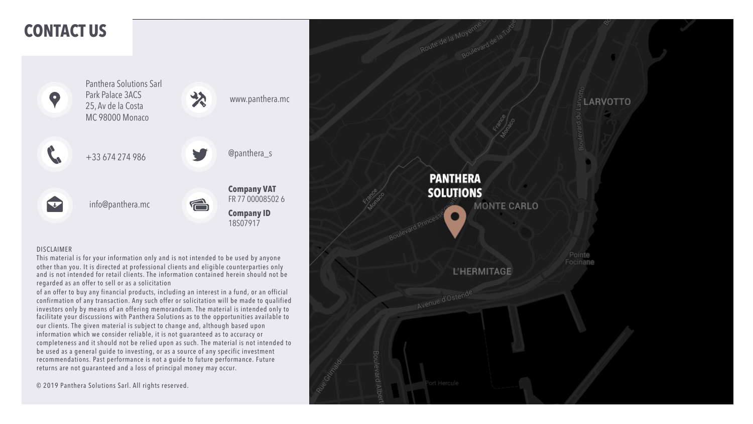# CONTACT US

Panthera Solutions Sarl
Park Palace 3ACS
25, Av de la Costa
MC 98000 Monaco

www.panthera.mc

+33 674 274 986

@panthera_s

info@panthera.mc

**Company VAT**
FR 77 00008502 6

**Company ID**
18S07917

DISCLAIMER

This material is for your information only and is not intended to be used by anyone other than you. It is directed at professional clients and eligible counterparties only and is not intended for retail clients. The information contained herein should not be regarded as an offer to sell or as a solicitation

of an offer to buy any financial products, including an interest in a fund, or an official confirmation of any transaction. Any such offer or solicitation will be made to qualified investors only by means of an offering memorandum. The material is intended only to facilitate your discussions with Panthera Solutions as to the opportunities available to our clients. The given material is subject to change and, although based upon information which we consider reliable, it is not guaranteed as to accuracy or completeness and it should not be relied upon as such. The material is not intended to be used as a general guide to investing, or as a source of any specific investment recommendations. Past performance is not a guide to future performance. Future returns are not guaranteed and a loss of principal money may occur.

© 2019 Panthera Solutions Sarl. All rights reserved.

PANTHERA SOLUTIONS

MONTE CARLO

L'HERMITAGE

LARVOTTO

Pointe Focinane

Route de la Moyenne Corniche

Boulevard de la Turbie

Boulevard du Larvotto

France Monaco

France Monaco

Boulevard Princesse Charlotte

Avenue d'Ostende

Rue Grimaldi

Boulevard Albert

Port Hercule